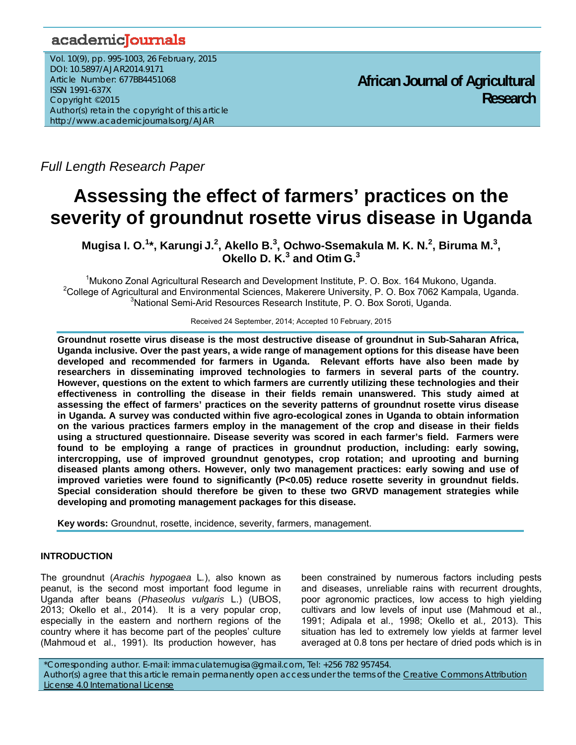academicJournals

Vol. 10(9), pp. 995-1003, 26 February, 2015
DOI: 10.5897/AJAR2014.9171
Article Number: 677BB4451068
ISSN 1991-637X
Copyright ©2015
Author(s) retain the copyright of this article
http://www.academicjournals.org/AJAR

**African Journal of Agricultural Research**

*Full Length Research Paper*

# Assessing the effect of farmers' practices on the severity of groundnut rosette virus disease in Uganda

**Mugisa I. O.[1]*, Karungi J.[2], Akello B.[3], Ochwo-Ssemakula M. K. N.[2], Biruma M.[3], Okello D. K.[3] and Otim G.[3]**

[1]Mukono Zonal Agricultural Research and Development Institute, P. O. Box. 164 Mukono, Uganda.
[2]College of Agricultural and Environmental Sciences, Makerere University, P. O. Box 7062 Kampala, Uganda.
[3]National Semi-Arid Resources Research Institute, P. O. Box Soroti, Uganda.

Received 24 September, 2014; Accepted 10 February, 2015

**Groundnut rosette virus disease is the most destructive disease of groundnut in Sub-Saharan Africa, Uganda inclusive. Over the past years, a wide range of management options for this disease have been developed and recommended for farmers in Uganda. Relevant efforts have also been made by researchers in disseminating improved technologies to farmers in several parts of the country. However, questions on the extent to which farmers are currently utilizing these technologies and their effectiveness in controlling the disease in their fields remain unanswered. This study aimed at assessing the effect of farmers' practices on the severity patterns of groundnut rosette virus disease in Uganda. A survey was conducted within five agro-ecological zones in Uganda to obtain information on the various practices farmers employ in the management of the crop and disease in their fields using a structured questionnaire. Disease severity was scored in each farmer's field. Farmers were found to be employing a range of practices in groundnut production, including: early sowing, intercropping, use of improved groundnut genotypes, crop rotation; and uprooting and burning diseased plants among others. However, only two management practices: early sowing and use of improved varieties were found to significantly (P<0.05) reduce rosette severity in groundnut fields. Special consideration should therefore be given to these two GRVD management strategies while developing and promoting management packages for this disease.**

**Key words:** Groundnut, rosette, incidence, severity, farmers, management.

## INTRODUCTION

The groundnut (*Arachis hypogaea* L.), also known as peanut, is the second most important food legume in Uganda after beans (*Phaseolus vulgaris* L.) (UBOS, 2013; Okello et al., 2014). It is a very popular crop, especially in the eastern and northern regions of the country where it has become part of the peoples' culture (Mahmoud et al., 1991). Its production however, has been constrained by numerous factors including pests and diseases, unreliable rains with recurrent droughts, poor agronomic practices, low access to high yielding cultivars and low levels of input use (Mahmoud et al., 1991; Adipala et al., 1998; Okello et al., 2013). This situation has led to extremely low yields at farmer level averaged at 0.8 tons per hectare of dried pods which is in

*Corresponding author. E-mail: immaculatemugisa@gmail.com, Tel: +256 782 957454.
Author(s) agree that this article remain permanently open access under the terms of the Creative Commons Attribution License 4.0 International License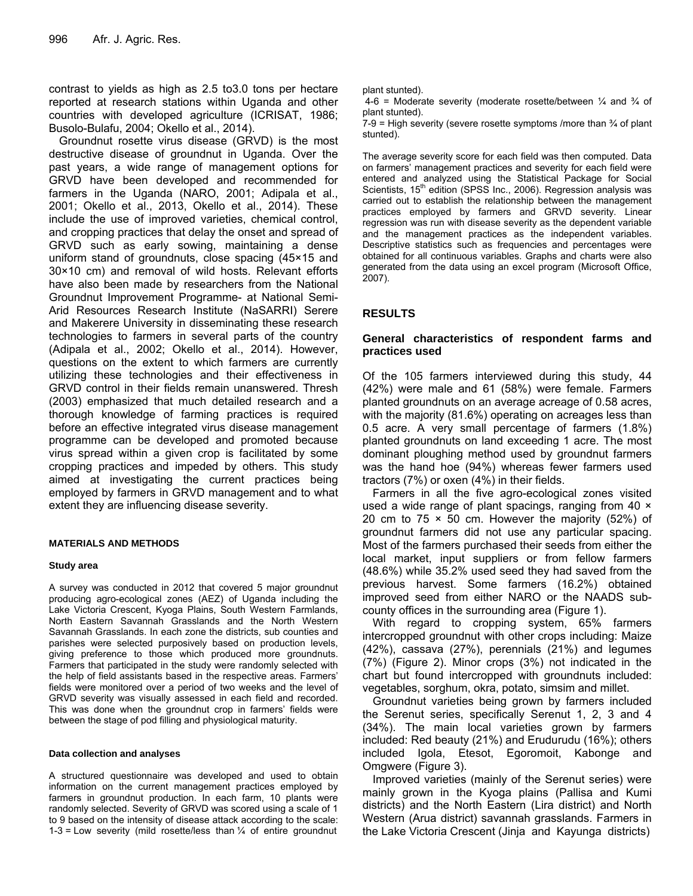contrast to yields as high as 2.5 to3.0 tons per hectare reported at research stations within Uganda and other countries with developed agriculture (ICRISAT, 1986; Busolo-Bulafu, 2004; Okello et al., 2014).

Groundnut rosette virus disease (GRVD) is the most destructive disease of groundnut in Uganda. Over the past years, a wide range of management options for GRVD have been developed and recommended for farmers in the Uganda (NARO, 2001; Adipala et al., 2001; Okello et al., 2013, Okello et al., 2014). These include the use of improved varieties, chemical control, and cropping practices that delay the onset and spread of GRVD such as early sowing, maintaining a dense uniform stand of groundnuts, close spacing (45×15 and 30×10 cm) and removal of wild hosts. Relevant efforts have also been made by researchers from the National Groundnut Improvement Programme- at National Semi-Arid Resources Research Institute (NaSARRI) Serere and Makerere University in disseminating these research technologies to farmers in several parts of the country (Adipala et al., 2002; Okello et al., 2014). However, questions on the extent to which farmers are currently utilizing these technologies and their effectiveness in GRVD control in their fields remain unanswered. Thresh (2003) emphasized that much detailed research and a thorough knowledge of farming practices is required before an effective integrated virus disease management programme can be developed and promoted because virus spread within a given crop is facilitated by some cropping practices and impeded by others. This study aimed at investigating the current practices being employed by farmers in GRVD management and to what extent they are influencing disease severity.

## MATERIALS AND METHODS

### Study area

A survey was conducted in 2012 that covered 5 major groundnut producing agro-ecological zones (AEZ) of Uganda including the Lake Victoria Crescent, Kyoga Plains, South Western Farmlands, North Eastern Savannah Grasslands and the North Western Savannah Grasslands. In each zone the districts, sub counties and parishes were selected purposively based on production levels, giving preference to those which produced more groundnuts. Farmers that participated in the study were randomly selected with the help of field assistants based in the respective areas. Farmers' fields were monitored over a period of two weeks and the level of GRVD severity was visually assessed in each field and recorded. This was done when the groundnut crop in farmers' fields were between the stage of pod filling and physiological maturity.

### Data collection and analyses

A structured questionnaire was developed and used to obtain information on the current management practices employed by farmers in groundnut production. In each farm, 10 plants were randomly selected. Severity of GRVD was scored using a scale of 1 to 9 based on the intensity of disease attack according to the scale:

1-3 = Low severity (mild rosette/less than ¼ of entire groundnut plant stunted).

4-6 = Moderate severity (moderate rosette/between ¼ and ¾ of plant stunted).

7-9 = High severity (severe rosette symptoms /more than ¾ of plant stunted).

The average severity score for each field was then computed. Data on farmers' management practices and severity for each field were entered and analyzed using the Statistical Package for Social Scientists, 15[th] edition (SPSS Inc., 2006). Regression analysis was carried out to establish the relationship between the management practices employed by farmers and GRVD severity. Linear regression was run with disease severity as the dependent variable and the management practices as the independent variables. Descriptive statistics such as frequencies and percentages were obtained for all continuous variables. Graphs and charts were also generated from the data using an excel program (Microsoft Office, 2007).

## RESULTS

### General characteristics of respondent farms and practices used

Of the 105 farmers interviewed during this study, 44 (42%) were male and 61 (58%) were female. Farmers planted groundnuts on an average acreage of 0.58 acres, with the majority (81.6%) operating on acreages less than 0.5 acre. A very small percentage of farmers (1.8%) planted groundnuts on land exceeding 1 acre. The most dominant ploughing method used by groundnut farmers was the hand hoe (94%) whereas fewer farmers used tractors (7%) or oxen (4%) in their fields.

Farmers in all the five agro-ecological zones visited used a wide range of plant spacings, ranging from 40 × 20 cm to 75 × 50 cm. However the majority (52%) of groundnut farmers did not use any particular spacing. Most of the farmers purchased their seeds from either the local market, input suppliers or from fellow farmers (48.6%) while 35.2% used seed they had saved from the previous harvest. Some farmers (16.2%) obtained improved seed from either NARO or the NAADS sub-county offices in the surrounding area (Figure 1).

With regard to cropping system, 65% farmers intercropped groundnut with other crops including: Maize (42%), cassava (27%), perennials (21%) and legumes (7%) (Figure 2). Minor crops (3%) not indicated in the chart but found intercropped with groundnuts included: vegetables, sorghum, okra, potato, simsim and millet.

Groundnut varieties being grown by farmers included the Serenut series, specifically Serenut 1, 2, 3 and 4 (34%). The main local varieties grown by farmers included: Red beauty (21%) and Erudurudu (16%); others included Igola, Etesot, Egoromoit, Kabonge and Omgwere (Figure 3).

Improved varieties (mainly of the Serenut series) were mainly grown in the Kyoga plains (Pallisa and Kumi districts) and the North Eastern (Lira district) and North Western (Arua district) savannah grasslands. Farmers in the Lake Victoria Crescent (Jinja and Kayunga districts)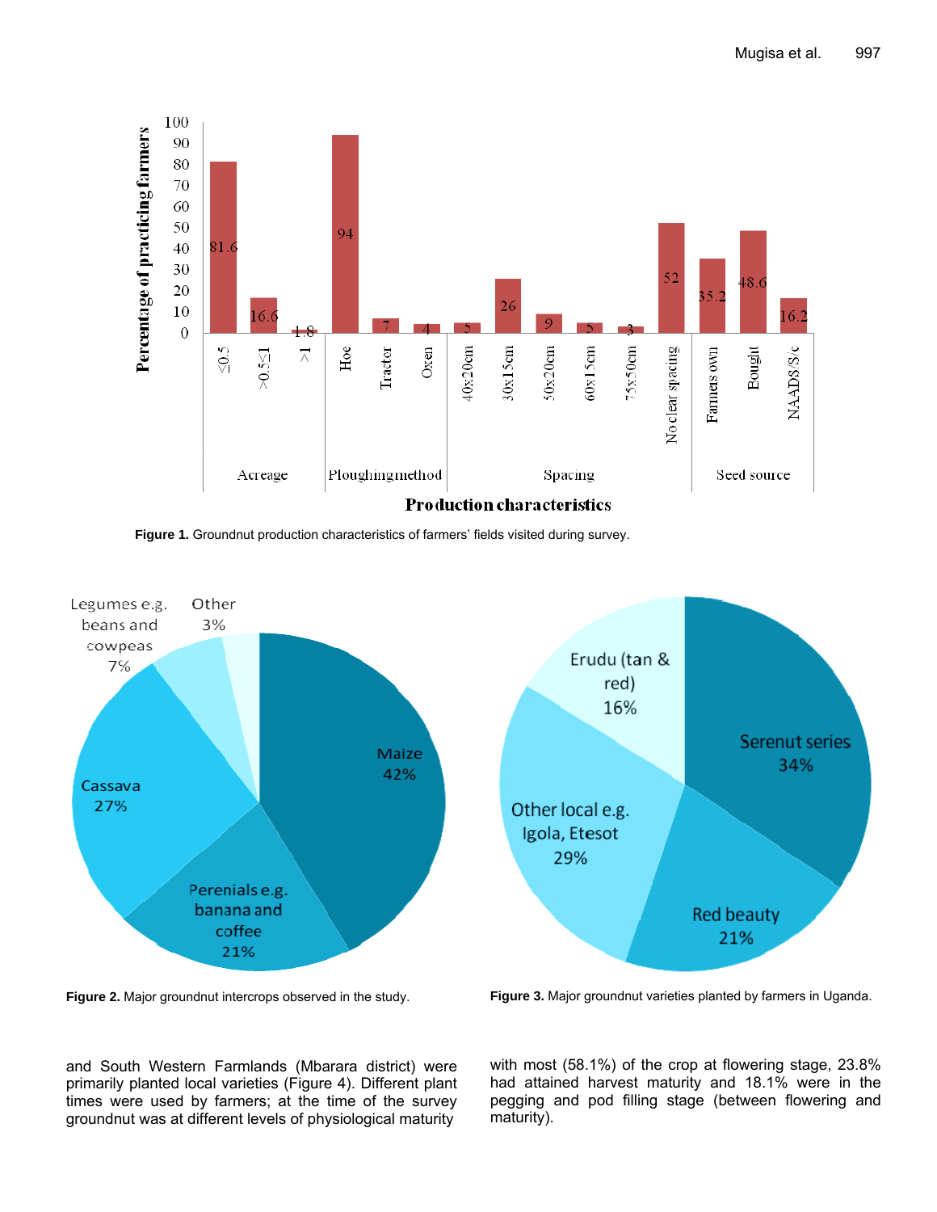Figure 1. Groundnut production characteristics of farmers' fields visited during survey.

Figure 2. Major groundnut intercrops observed in the study.

Figure 3. Major groundnut varieties planted by farmers in Uganda.

and South Western Farmlands (Mbarara district) were primarily planted local varieties (Figure 4). Different plant times were used by farmers; at the time of the survey groundnut was at different levels of physiological maturity with most (58.1%) of the crop at flowering stage, 23.8% had attained harvest maturity and 18.1% were in the pegging and pod filling stage (between flowering and maturity).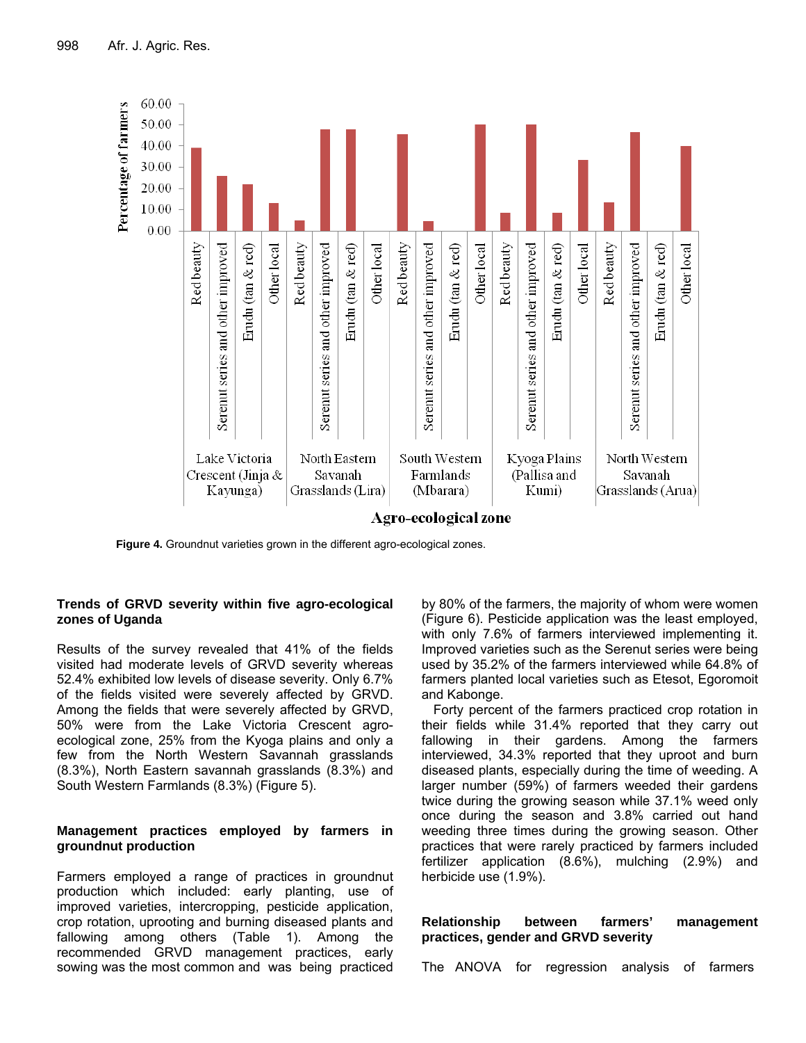Figure 4. Groundnut varieties grown in the different agro-ecological zones.

### Trends of GRVD severity within five agro-ecological zones of Uganda

Results of the survey revealed that 41% of the fields visited had moderate levels of GRVD severity whereas 52.4% exhibited low levels of disease severity. Only 6.7% of the fields visited were severely affected by GRVD. Among the fields that were severely affected by GRVD, 50% were from the Lake Victoria Crescent agro-ecological zone, 25% from the Kyoga plains and only a few from the North Western Savannah grasslands (8.3%), North Eastern savannah grasslands (8.3%) and South Western Farmlands (8.3%) (Figure 5).

### Management practices employed by farmers in groundnut production

Farmers employed a range of practices in groundnut production which included: early planting, use of improved varieties, intercropping, pesticide application, crop rotation, uprooting and burning diseased plants and fallowing among others (Table 1). Among the recommended GRVD management practices, early sowing was the most common and was being practiced by 80% of the farmers, the majority of whom were women (Figure 6). Pesticide application was the least employed, with only 7.6% of farmers interviewed implementing it. Improved varieties such as the Serenut series were being used by 35.2% of the farmers interviewed while 64.8% of farmers planted local varieties such as Etesot, Egoromoit and Kabonge.

Forty percent of the farmers practiced crop rotation in their fields while 31.4% reported that they carry out fallowing in their gardens. Among the farmers interviewed, 34.3% reported that they uproot and burn diseased plants, especially during the time of weeding. A larger number (59%) of farmers weeded their gardens twice during the growing season while 37.1% weed only once during the season and 3.8% carried out hand weeding three times during the growing season. Other practices that were rarely practiced by farmers included fertilizer application (8.6%), mulching (2.9%) and herbicide use (1.9%).

### Relationship between farmers' management practices, gender and GRVD severity

The ANOVA for regression analysis of farmers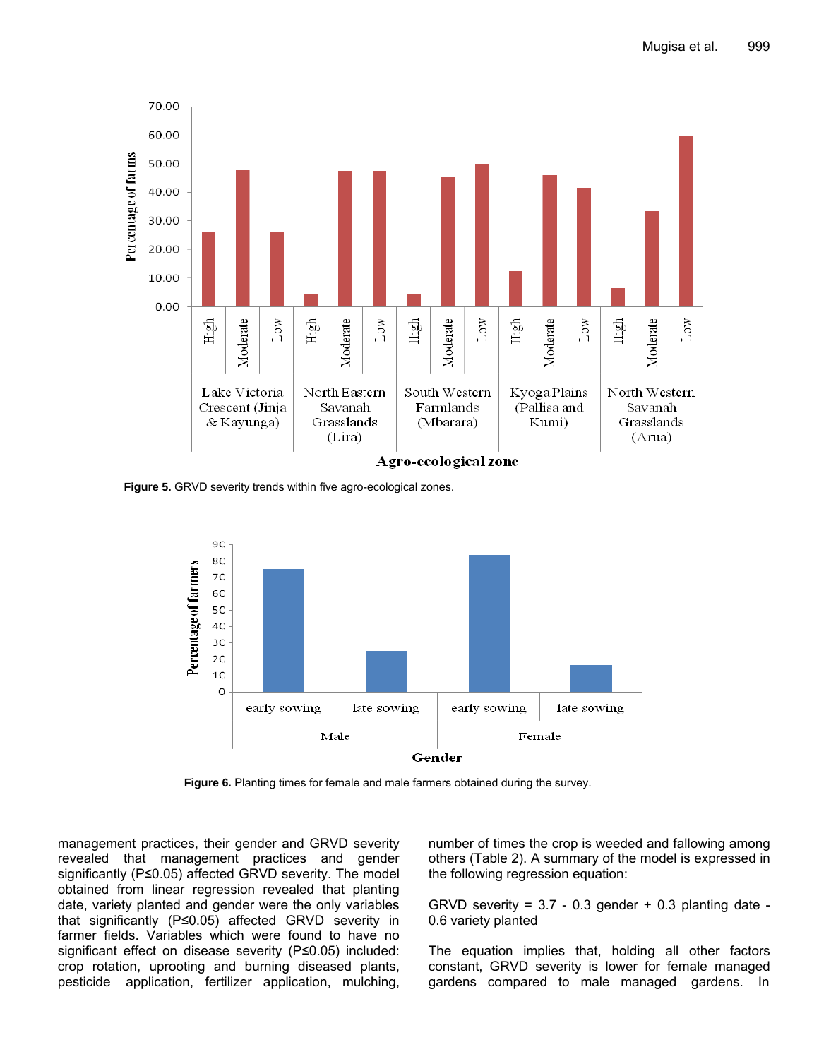Figure 5. GRVD severity trends within five agro-ecological zones.

Figure 6. Planting times for female and male farmers obtained during the survey.

management practices, their gender and GRVD severity revealed that management practices and gender significantly (P≤0.05) affected GRVD severity. The model obtained from linear regression revealed that planting date, variety planted and gender were the only variables that significantly (P≤0.05) affected GRVD severity in farmer fields. Variables which were found to have no significant effect on disease severity (P≤0.05) included: crop rotation, uprooting and burning diseased plants, pesticide application, fertilizer application, mulching, number of times the crop is weeded and fallowing among others (Table 2). A summary of the model is expressed in the following regression equation:

GRVD severity = 3.7 - 0.3 gender + 0.3 planting date - 0.6 variety planted

The equation implies that, holding all other factors constant, GRVD severity is lower for female managed gardens compared to male managed gardens. In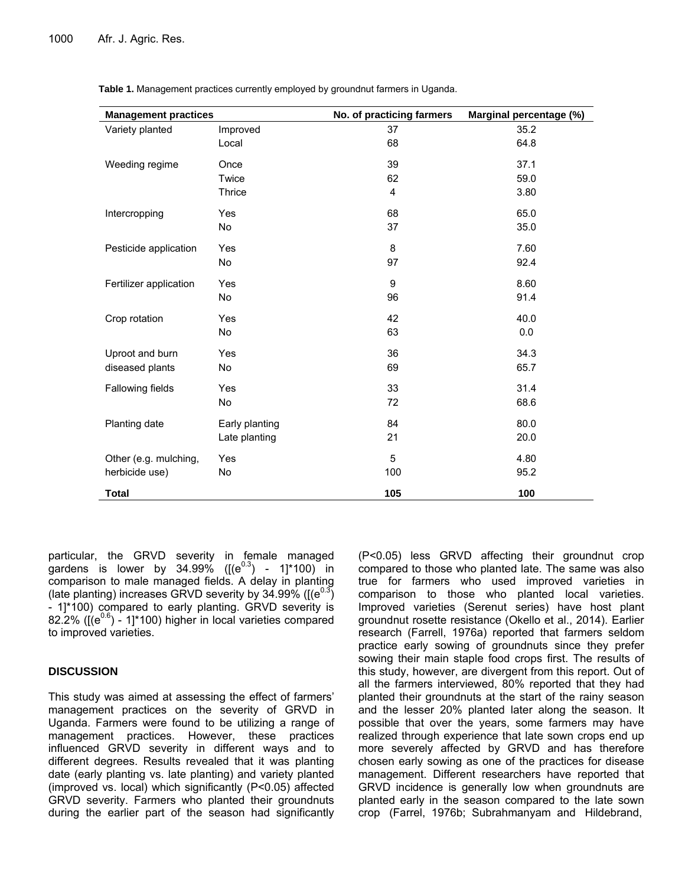**Table 1.** Management practices currently employed by groundnut farmers in Uganda.

| Management practices | | No. of practicing farmers | Marginal percentage (%) |
|---|---|---|---|
| Variety planted | Improved | 37 | 35.2 |
| | Local | 68 | 64.8 |
| Weeding regime | Once | 39 | 37.1 |
| | Twice | 62 | 59.0 |
| | Thrice | 4 | 3.80 |
| Intercropping | Yes | 68 | 65.0 |
| | No | 37 | 35.0 |
| Pesticide application | Yes | 8 | 7.60 |
| | No | 97 | 92.4 |
| Fertilizer application | Yes | 9 | 8.60 |
| | No | 96 | 91.4 |
| Crop rotation | Yes | 42 | 40.0 |
| | No | 63 | 0.0 |
| Uproot and burn diseased plants | Yes | 36 | 34.3 |
| | No | 69 | 65.7 |
| Fallowing fields | Yes | 33 | 31.4 |
| | No | 72 | 68.6 |
| Planting date | Early planting | 84 | 80.0 |
| | Late planting | 21 | 20.0 |
| Other (e.g. mulching, herbicide use) | Yes | 5 | 4.80 |
| | No | 100 | 95.2 |
| **Total** | | **105** | **100** |

particular, the GRVD severity in female managed gardens is lower by 34.99% ($[(e^{0.3})$ - $1]*100$) in comparison to male managed fields. A delay in planting (late planting) increases GRVD severity by 34.99% ($[(e^{0.3})$ - $1]*100$) compared to early planting. GRVD severity is 82.2% ($[(e^{0.6})$ - $1]*100$) higher in local varieties compared to improved varieties.

## DISCUSSION

This study was aimed at assessing the effect of farmers' management practices on the severity of GRVD in Uganda. Farmers were found to be utilizing a range of management practices. However, these practices influenced GRVD severity in different ways and to different degrees. Results revealed that it was planting date (early planting vs. late planting) and variety planted (improved vs. local) which significantly ($P<0.05$) affected GRVD severity. Farmers who planted their groundnuts during the earlier part of the season had significantly ($P<0.05$) less GRVD affecting their groundnut crop compared to those who planted late. The same was also true for farmers who used improved varieties in comparison to those who planted local varieties. Improved varieties (Serenut series) have host plant groundnut rosette resistance (Okello et al., 2014). Earlier research (Farrell, 1976a) reported that farmers seldom practice early sowing of groundnuts since they prefer sowing their main staple food crops first. The results of this study, however, are divergent from this report. Out of all the farmers interviewed, 80% reported that they had planted their groundnuts at the start of the rainy season and the lesser 20% planted later along the season. It possible that over the years, some farmers may have realized through experience that late sown crops end up more severely affected by GRVD and has therefore chosen early sowing as one of the practices for disease management. Different researchers have reported that GRVD incidence is generally low when groundnuts are planted early in the season compared to the late sown crop (Farrel, 1976b; Subrahmanyam and Hildebrand,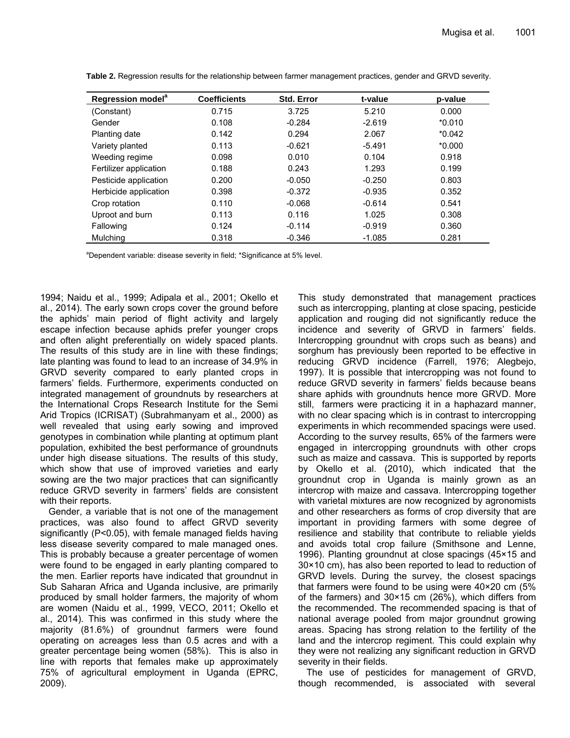**Table 2.** Regression results for the relationship between farmer management practices, gender and GRVD severity.

| Regression model[a] | Coefficients | Std. Error | t-value | p-value |
|---|---|---|---|---|
| (Constant) | 0.715 | 3.725 | 5.210 | 0.000 |
| Gender | 0.108 | -0.284 | -2.619 | *0.010 |
| Planting date | 0.142 | 0.294 | 2.067 | *0.042 |
| Variety planted | 0.113 | -0.621 | -5.491 | *0.000 |
| Weeding regime | 0.098 | 0.010 | 0.104 | 0.918 |
| Fertilizer application | 0.188 | 0.243 | 1.293 | 0.199 |
| Pesticide application | 0.200 | -0.050 | -0.250 | 0.803 |
| Herbicide application | 0.398 | -0.372 | -0.935 | 0.352 |
| Crop rotation | 0.110 | -0.068 | -0.614 | 0.541 |
| Uproot and burn | 0.113 | 0.116 | 1.025 | 0.308 |
| Fallowing | 0.124 | -0.114 | -0.919 | 0.360 |
| Mulching | 0.318 | -0.346 | -1.085 | 0.281 |

[a]Dependent variable: disease severity in field; *Significance at 5% level.

1994; Naidu et al., 1999; Adipala et al., 2001; Okello et al., 2014). The early sown crops cover the ground before the aphids' main period of flight activity and largely escape infection because aphids prefer younger crops and often alight preferentially on widely spaced plants. The results of this study are in line with these findings; late planting was found to lead to an increase of 34.9% in GRVD severity compared to early planted crops in farmers' fields. Furthermore, experiments conducted on integrated management of groundnuts by researchers at the International Crops Research Institute for the Semi Arid Tropics (ICRISAT) (Subrahmanyam et al., 2000) as well revealed that using early sowing and improved genotypes in combination while planting at optimum plant population, exhibited the best performance of groundnuts under high disease situations. The results of this study, which show that use of improved varieties and early sowing are the two major practices that can significantly reduce GRVD severity in farmers' fields are consistent with their reports.

Gender, a variable that is not one of the management practices, was also found to affect GRVD severity significantly ($P<0.05$), with female managed fields having less disease severity compared to male managed ones. This is probably because a greater percentage of women were found to be engaged in early planting compared to the men. Earlier reports have indicated that groundnut in Sub Saharan Africa and Uganda inclusive, are primarily produced by small holder farmers, the majority of whom are women (Naidu et al., 1999, VECO, 2011; Okello et al., 2014). This was confirmed in this study where the majority (81.6%) of groundnut farmers were found operating on acreages less than 0.5 acres and with a greater percentage being women (58%). This is also in line with reports that females make up approximately 75% of agricultural employment in Uganda (EPRC, 2009).

This study demonstrated that management practices such as intercropping, planting at close spacing, pesticide application and rouging did not significantly reduce the incidence and severity of GRVD in farmers' fields. Intercropping groundnut with crops such as beans) and sorghum has previously been reported to be effective in reducing GRVD incidence (Farrell, 1976; Alegbejo, 1997). It is possible that intercropping was not found to reduce GRVD severity in farmers' fields because beans share aphids with groundnuts hence more GRVD. More still, farmers were practicing it in a haphazard manner, with no clear spacing which is in contrast to intercropping experiments in which recommended spacings were used. According to the survey results, 65% of the farmers were engaged in intercropping groundnuts with other crops such as maize and cassava. This is supported by reports by Okello et al. (2010), which indicated that the groundnut crop in Uganda is mainly grown as an intercrop with maize and cassava. Intercropping together with varietal mixtures are now recognized by agronomists and other researchers as forms of crop diversity that are important in providing farmers with some degree of resilience and stability that contribute to reliable yields and avoids total crop failure (Smithsone and Lenne, 1996). Planting groundnut at close spacings (45×15 and 30×10 cm), has also been reported to lead to reduction of GRVD levels. During the survey, the closest spacings that farmers were found to be using were 40×20 cm (5% of the farmers) and 30×15 cm (26%), which differs from the recommended. The recommended spacing is that of national average pooled from major groundnut growing areas. Spacing has strong relation to the fertility of the land and the intercrop regiment. This could explain why they were not realizing any significant reduction in GRVD severity in their fields.

The use of pesticides for management of GRVD, though recommended, is associated with several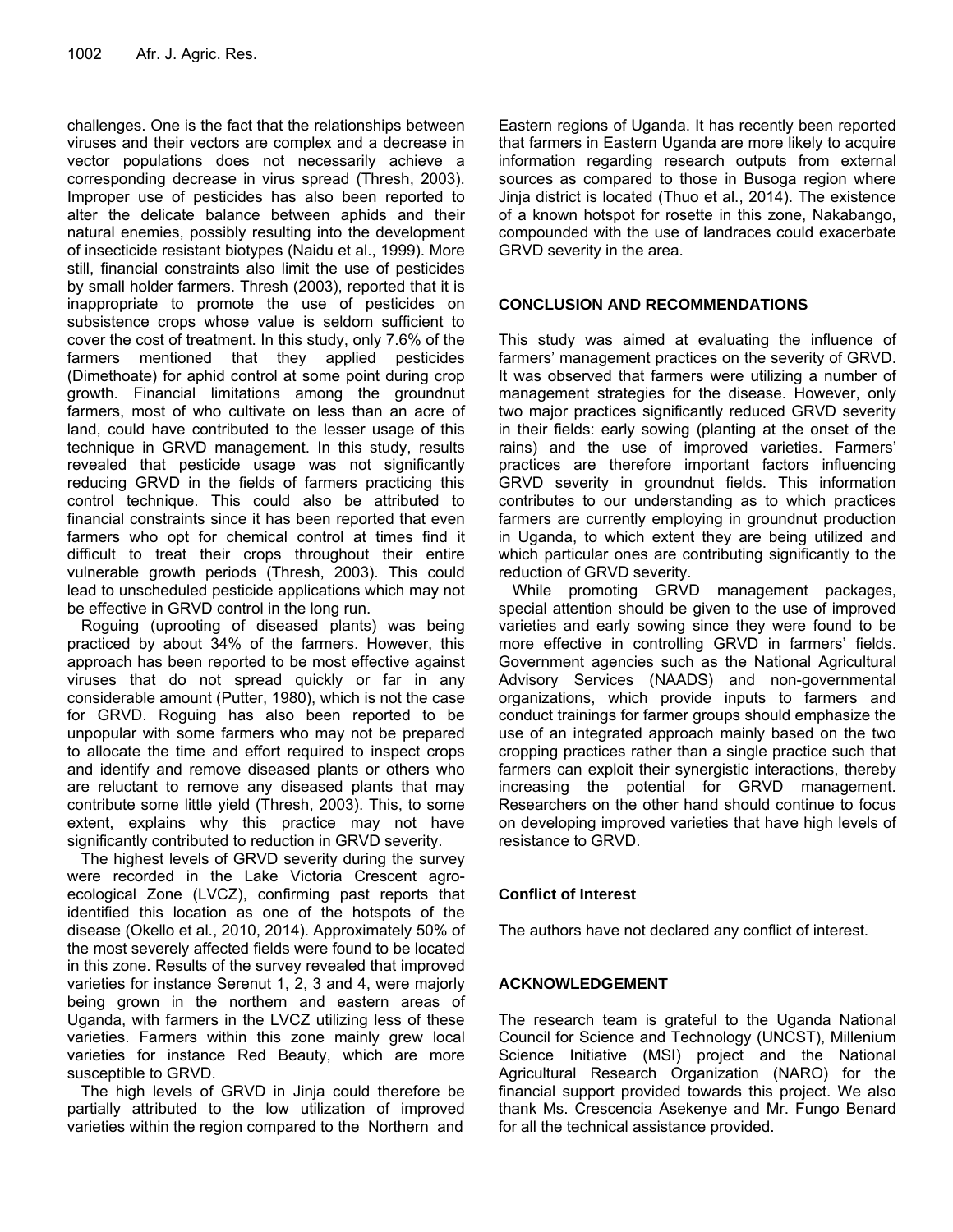challenges. One is the fact that the relationships between viruses and their vectors are complex and a decrease in vector populations does not necessarily achieve a corresponding decrease in virus spread (Thresh, 2003). Improper use of pesticides has also been reported to alter the delicate balance between aphids and their natural enemies, possibly resulting into the development of insecticide resistant biotypes (Naidu et al., 1999). More still, financial constraints also limit the use of pesticides by small holder farmers. Thresh (2003), reported that it is inappropriate to promote the use of pesticides on subsistence crops whose value is seldom sufficient to cover the cost of treatment. In this study, only 7.6% of the farmers mentioned that they applied pesticides (Dimethoate) for aphid control at some point during crop growth. Financial limitations among the groundnut farmers, most of who cultivate on less than an acre of land, could have contributed to the lesser usage of this technique in GRVD management. In this study, results revealed that pesticide usage was not significantly reducing GRVD in the fields of farmers practicing this control technique. This could also be attributed to financial constraints since it has been reported that even farmers who opt for chemical control at times find it difficult to treat their crops throughout their entire vulnerable growth periods (Thresh, 2003). This could lead to unscheduled pesticide applications which may not be effective in GRVD control in the long run.

Roguing (uprooting of diseased plants) was being practiced by about 34% of the farmers. However, this approach has been reported to be most effective against viruses that do not spread quickly or far in any considerable amount (Putter, 1980), which is not the case for GRVD. Roguing has also been reported to be unpopular with some farmers who may not be prepared to allocate the time and effort required to inspect crops and identify and remove diseased plants or others who are reluctant to remove any diseased plants that may contribute some little yield (Thresh, 2003). This, to some extent, explains why this practice may not have significantly contributed to reduction in GRVD severity.

The highest levels of GRVD severity during the survey were recorded in the Lake Victoria Crescent agro-ecological Zone (LVCZ), confirming past reports that identified this location as one of the hotspots of the disease (Okello et al., 2010, 2014). Approximately 50% of the most severely affected fields were found to be located in this zone. Results of the survey revealed that improved varieties for instance Serenut 1, 2, 3 and 4, were majorly being grown in the northern and eastern areas of Uganda, with farmers in the LVCZ utilizing less of these varieties. Farmers within this zone mainly grew local varieties for instance Red Beauty, which are more susceptible to GRVD.

The high levels of GRVD in Jinja could therefore be partially attributed to the low utilization of improved varieties within the region compared to the Northern and Eastern regions of Uganda. It has recently been reported that farmers in Eastern Uganda are more likely to acquire information regarding research outputs from external sources as compared to those in Busoga region where Jinja district is located (Thuo et al., 2014). The existence of a known hotspot for rosette in this zone, Nakabango, compounded with the use of landraces could exacerbate GRVD severity in the area.

## CONCLUSION AND RECOMMENDATIONS

This study was aimed at evaluating the influence of farmers' management practices on the severity of GRVD. It was observed that farmers were utilizing a number of management strategies for the disease. However, only two major practices significantly reduced GRVD severity in their fields: early sowing (planting at the onset of the rains) and the use of improved varieties. Farmers' practices are therefore important factors influencing GRVD severity in groundnut fields. This information contributes to our understanding as to which practices farmers are currently employing in groundnut production in Uganda, to which extent they are being utilized and which particular ones are contributing significantly to the reduction of GRVD severity.

While promoting GRVD management packages, special attention should be given to the use of improved varieties and early sowing since they were found to be more effective in controlling GRVD in farmers' fields. Government agencies such as the National Agricultural Advisory Services (NAADS) and non-governmental organizations, which provide inputs to farmers and conduct trainings for farmer groups should emphasize the use of an integrated approach mainly based on the two cropping practices rather than a single practice such that farmers can exploit their synergistic interactions, thereby increasing the potential for GRVD management. Researchers on the other hand should continue to focus on developing improved varieties that have high levels of resistance to GRVD.

## Conflict of Interest

The authors have not declared any conflict of interest.

## ACKNOWLEDGEMENT

The research team is grateful to the Uganda National Council for Science and Technology (UNCST), Millenium Science Initiative (MSI) project and the National Agricultural Research Organization (NARO) for the financial support provided towards this project. We also thank Ms. Crescencia Asekenye and Mr. Fungo Benard for all the technical assistance provided.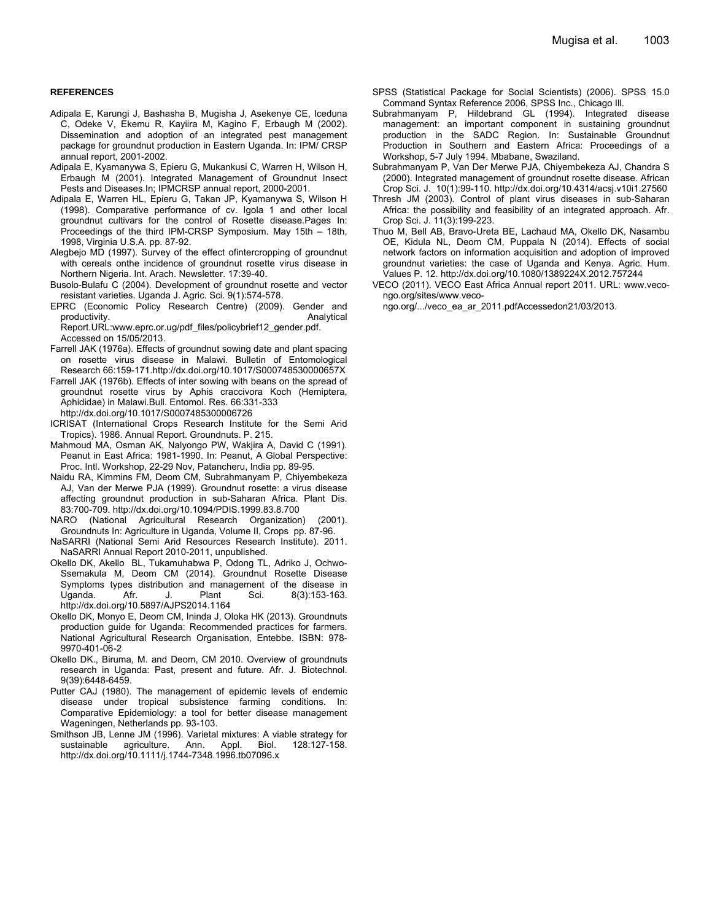**REFERENCES**

Adipala E, Karungi J, Bashasha B, Mugisha J, Asekenye CE, Iceduna C, Odeke V, Ekemu R, Kayiira M, Kagino F, Erbaugh M (2002). Dissemination and adoption of an integrated pest management package for groundnut production in Eastern Uganda. In: IPM/ CRSP annual report, 2001-2002.

Adipala E, Kyamanywa S, Epieru G, Mukankusi C, Warren H, Wilson H, Erbaugh M (2001). Integrated Management of Groundnut Insect Pests and Diseases.In; IPMCRSP annual report, 2000-2001.

Adipala E, Warren HL, Epieru G, Takan JP, Kyamanywa S, Wilson H (1998). Comparative performance of cv. Igola 1 and other local groundnut cultivars for the control of Rosette disease.Pages In: Proceedings of the third IPM-CRSP Symposium. May 15th – 18th, 1998, Virginia U.S.A. pp. 87-92.

Alegbejo MD (1997). Survey of the effect ofintercropping of groundnut with cereals onthe incidence of groundnut rosette virus disease in Northern Nigeria. Int. Arach. Newsletter. 17:39-40.

Busolo-Bulafu C (2004). Development of groundnut rosette and vector resistant varieties. Uganda J. Agric. Sci. 9(1):574-578.

EPRC (Economic Policy Research Centre) (2009). Gender and productivity. Analytical Report.URL:www.eprc.or.ug/pdf_files/policybrief12_gender.pdf. Accessed on 15/05/2013.

Farrell JAK (1976a). Effects of groundnut sowing date and plant spacing on rosette virus disease in Malawi. Bulletin of Entomological Research 66:159-171.http://dx.doi.org/10.1017/S000748530000657X

Farrell JAK (1976b). Effects of inter sowing with beans on the spread of groundnut rosette virus by Aphis craccivora Koch (Hemiptera, Aphididae) in Malawi.Bull. Entomol. Res. 66:331-333 http://dx.doi.org/10.1017/S0007485300006726

ICRISAT (International Crops Research Institute for the Semi Arid Tropics). 1986. Annual Report. Groundnuts. P. 215.

Mahmoud MA, Osman AK, Nalyongo PW, Wakjira A, David C (1991). Peanut in East Africa: 1981-1990. In: Peanut, A Global Perspective: Proc. Intl. Workshop, 22-29 Nov, Patancheru, India pp. 89-95.

Naidu RA, Kimmins FM, Deom CM, Subrahmanyam P, Chiyembekeza AJ, Van der Merwe PJA (1999). Groundnut rosette: a virus disease affecting groundnut production in sub-Saharan Africa. Plant Dis. 83:700-709. http://dx.doi.org/10.1094/PDIS.1999.83.8.700

NARO (National Agricultural Research Organization) (2001). Groundnuts In: Agriculture in Uganda, Volume II, Crops pp. 87-96.

NaSARRI (National Semi Arid Resources Research Institute). 2011. NaSARRI Annual Report 2010-2011, unpublished.

Okello DK, Akello BL, Tukamuhabwa P, Odong TL, Adriko J, Ochwo-Ssemakula M, Deom CM (2014). Groundnut Rosette Disease Symptoms types distribution and management of the disease in Uganda. Afr. J. Plant Sci. 8(3):153-163. http://dx.doi.org/10.5897/AJPS2014.1164

Okello DK, Monyo E, Deom CM, Ininda J, Oloka HK (2013). Groundnuts production guide for Uganda: Recommended practices for farmers. National Agricultural Research Organisation, Entebbe. ISBN: 978-9970-401-06-2

Okello DK., Biruma, M. and Deom, CM 2010. Overview of groundnuts research in Uganda: Past, present and future. Afr. J. Biotechnol. 9(39):6448-6459.

Putter CAJ (1980). The management of epidemic levels of endemic disease under tropical subsistence farming conditions. In: Comparative Epidemiology: a tool for better disease management Wageningen, Netherlands pp. 93-103.

Smithson JB, Lenne JM (1996). Varietal mixtures: A viable strategy for sustainable agriculture. Ann. Appl. Biol. 128:127-158. http://dx.doi.org/10.1111/j.1744-7348.1996.tb07096.x

SPSS (Statistical Package for Social Scientists) (2006). SPSS 15.0 Command Syntax Reference 2006, SPSS Inc., Chicago Ill.

Subrahmanyam P, Hildebrand GL (1994). Integrated disease management: an important component in sustaining groundnut production in the SADC Region. In: Sustainable Groundnut Production in Southern and Eastern Africa: Proceedings of a Workshop, 5-7 July 1994. Mbabane, Swaziland.

Subrahmanyam P, Van Der Merwe PJA, Chiyembekeza AJ, Chandra S (2000). Integrated management of groundnut rosette disease. African Crop Sci. J. 10(1):99-110. http://dx.doi.org/10.4314/acsj.v10i1.27560

Thresh JM (2003). Control of plant virus diseases in sub-Saharan Africa: the possibility and feasibility of an integrated approach. Afr. Crop Sci. J. 11(3):199-223.

Thuo M, Bell AB, Bravo-Ureta BE, Lachaud MA, Okello DK, Nasambu OE, Kidula NL, Deom CM, Puppala N (2014). Effects of social network factors on information acquisition and adoption of improved groundnut varieties: the case of Uganda and Kenya. Agric. Hum. Values P. 12. http://dx.doi.org/10.1080/1389224X.2012.757244

VECO (2011). VECO East Africa Annual report 2011. URL: www.veco-ngo.org/sites/www.veco-ngo.org/.../veco_ea_ar_2011.pdfAccessedon21/03/2013.